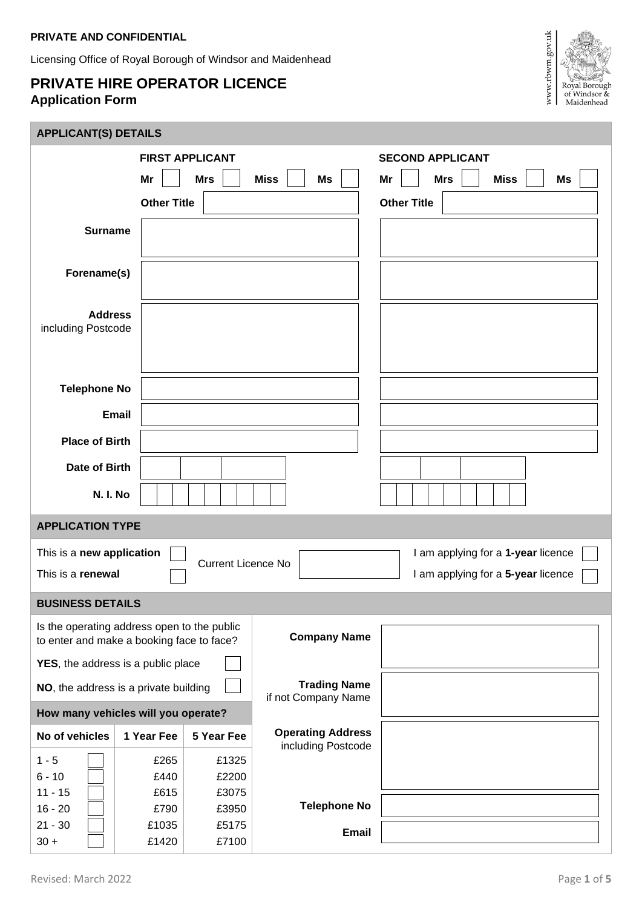**PRIVATE AND CONFIDENTIAL**

Licensing Office of Royal Borough of Windsor and Maidenhead

# PRIVATE HIRE OPERATOR LICENCE

## Application Form

www.rbwm.gov.uk Royal Borough of Windsor & Maidenhead

### APPLICANT(S) DETAILS

| | **FIRST APPLICANT** | **SECOND APPLICANT** |
|---|---|---|
| | **Mr** ☐ **Mrs** ☐ **Miss** ☐ **Ms** ☐ | **Mr** ☐ **Mrs** ☐ **Miss** ☐ **Ms** ☐ |
| | **Other Title** | **Other Title** |
| **Surname** | | |
| **Forename(s)** | | |
| **Address** including Postcode | | |
| **Telephone No** | | |
| **Email** | | |
| **Place of Birth** | | |
| **Date of Birth** | | |
| **N. I. No** | | |

### APPLICATION TYPE

This is a **new application** ☐

This is a **renewal** ☐

Current Licence No

I am applying for a **1-year** licence ☐

I am applying for a **5-year** licence ☐

### BUSINESS DETAILS

Is the operating address open to the public to enter and make a booking face to face?

**YES**, the address is a public place ☐

**NO**, the address is a private building ☐

**How many vehicles will you operate?**

| No of vehicles | | 1 Year Fee | 5 Year Fee |
|---|---|---|---|
| 1 - 5 | ☐ | £265 | £1325 |
| 6 - 10 | ☐ | £440 | £2200 |
| 11 - 15 | ☐ | £615 | £3075 |
| 16 - 20 | ☐ | £790 | £3950 |
| 21 - 30 | ☐ | £1035 | £5175 |
| 30 + | ☐ | £1420 | £7100 |

| | |
|---|---|
| **Company Name** | |
| **Trading Name** if not Company Name | |
| **Operating Address** including Postcode | |
| **Telephone No** | |
| **Email** | |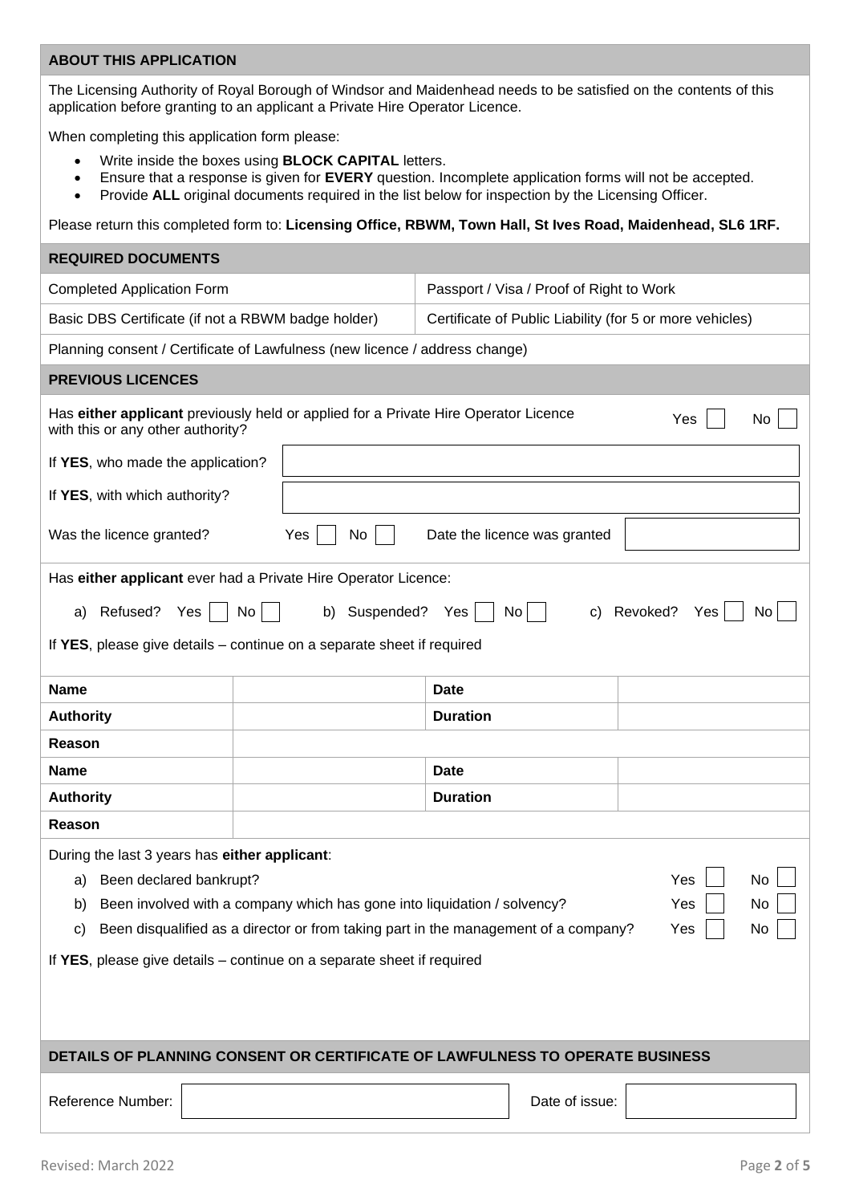## ABOUT THIS APPLICATION

The Licensing Authority of Royal Borough of Windsor and Maidenhead needs to be satisfied on the contents of this application before granting to an applicant a Private Hire Operator Licence.

When completing this application form please:

- Write inside the boxes using **BLOCK CAPITAL** letters.
- Ensure that a response is given for **EVERY** question. Incomplete application forms will not be accepted.
- Provide **ALL** original documents required in the list below for inspection by the Licensing Officer.

Please return this completed form to: **Licensing Office, RBWM, Town Hall, St Ives Road, Maidenhead, SL6 1RF.**

## REQUIRED DOCUMENTS

| | |
|---|---|
| Completed Application Form | Passport / Visa / Proof of Right to Work |
| Basic DBS Certificate (if not a RBWM badge holder) | Certificate of Public Liability (for 5 or more vehicles) |
| Planning consent / Certificate of Lawfulness (new licence / address change) | |

## PREVIOUS LICENCES

Has **either applicant** previously held or applied for a Private Hire Operator Licence with this or any other authority? Yes ☐ No ☐

If **YES**, who made the application?

If **YES**, with which authority?

Was the licence granted? Yes ☐ No ☐ Date the licence was granted

Has **either applicant** ever had a Private Hire Operator Licence:

a) Refused? Yes ☐ No ☐ b) Suspended? Yes ☐ No ☐ c) Revoked? Yes ☐ No ☐

If **YES**, please give details – continue on a separate sheet if required

| | | | |
|---|---|---|---|
| **Name** | | **Date** | |
| **Authority** | | **Duration** | |
| **Reason** | | | |
| **Name** | | **Date** | |
| **Authority** | | **Duration** | |
| **Reason** | | | |

During the last 3 years has **either applicant**:

a) Been declared bankrupt? Yes ☐ No ☐

b) Been involved with a company which has gone into liquidation / solvency? Yes ☐ No ☐

c) Been disqualified as a director or from taking part in the management of a company? Yes ☐ No ☐

If **YES**, please give details – continue on a separate sheet if required

## DETAILS OF PLANNING CONSENT OR CERTIFICATE OF LAWFULNESS TO OPERATE BUSINESS

Reference Number: Date of issue: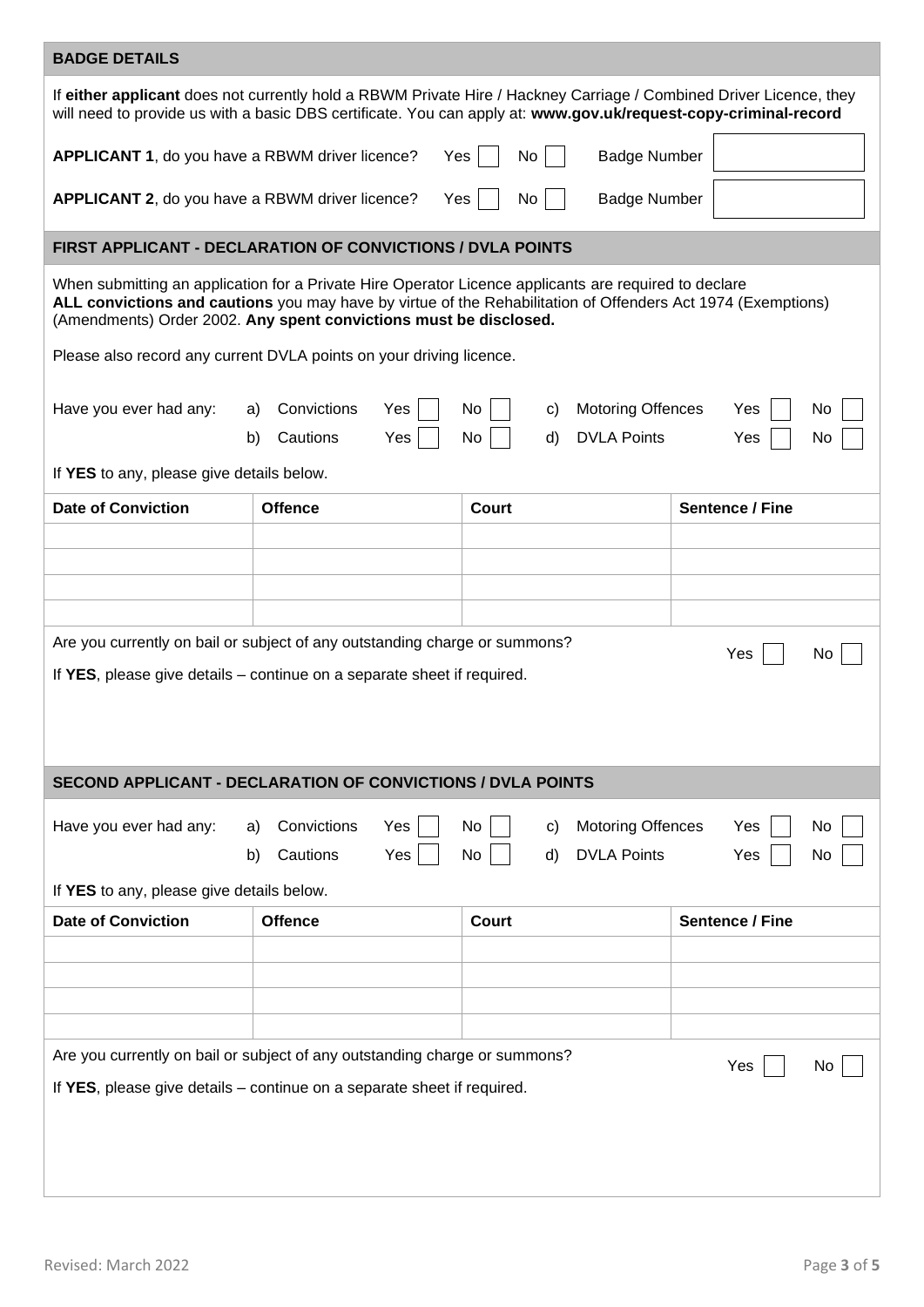## BADGE DETAILS

If **either applicant** does not currently hold a RBWM Private Hire / Hackney Carriage / Combined Driver Licence, they will need to provide us with a basic DBS certificate. You can apply at: **www.gov.uk/request-copy-criminal-record**

**APPLICANT 1**, do you have a RBWM driver licence? Yes ☐ No ☐ Badge Number ☐

**APPLICANT 2**, do you have a RBWM driver licence? Yes ☐ No ☐ Badge Number ☐

## FIRST APPLICANT - DECLARATION OF CONVICTIONS / DVLA POINTS

When submitting an application for a Private Hire Operator Licence applicants are required to declare **ALL convictions and cautions** you may have by virtue of the Rehabilitation of Offenders Act 1974 (Exemptions) (Amendments) Order 2002. **Any spent convictions must be disclosed.**

Please also record any current DVLA points on your driving licence.

Have you ever had any:

a) Convictions Yes ☐ No ☐

b) Cautions Yes ☐ No ☐

c) Motoring Offences Yes ☐ No ☐

d) DVLA Points Yes ☐ No ☐

If **YES** to any, please give details below.

| Date of Conviction | Offence | Court | Sentence / Fine |
| --- | --- | --- | --- |
| | | | |
| | | | |
| | | | |
| | | | |

Are you currently on bail or subject of any outstanding charge or summons? Yes ☐ No ☐

If **YES**, please give details – continue on a separate sheet if required.

## SECOND APPLICANT - DECLARATION OF CONVICTIONS / DVLA POINTS

Have you ever had any:

a) Convictions Yes ☐ No ☐

b) Cautions Yes ☐ No ☐

c) Motoring Offences Yes ☐ No ☐

d) DVLA Points Yes ☐ No ☐

If **YES** to any, please give details below.

| Date of Conviction | Offence | Court | Sentence / Fine |
| --- | --- | --- | --- |
| | | | |
| | | | |
| | | | |
| | | | |

Are you currently on bail or subject of any outstanding charge or summons? Yes ☐ No ☐

If **YES**, please give details – continue on a separate sheet if required.

Revised: March 2022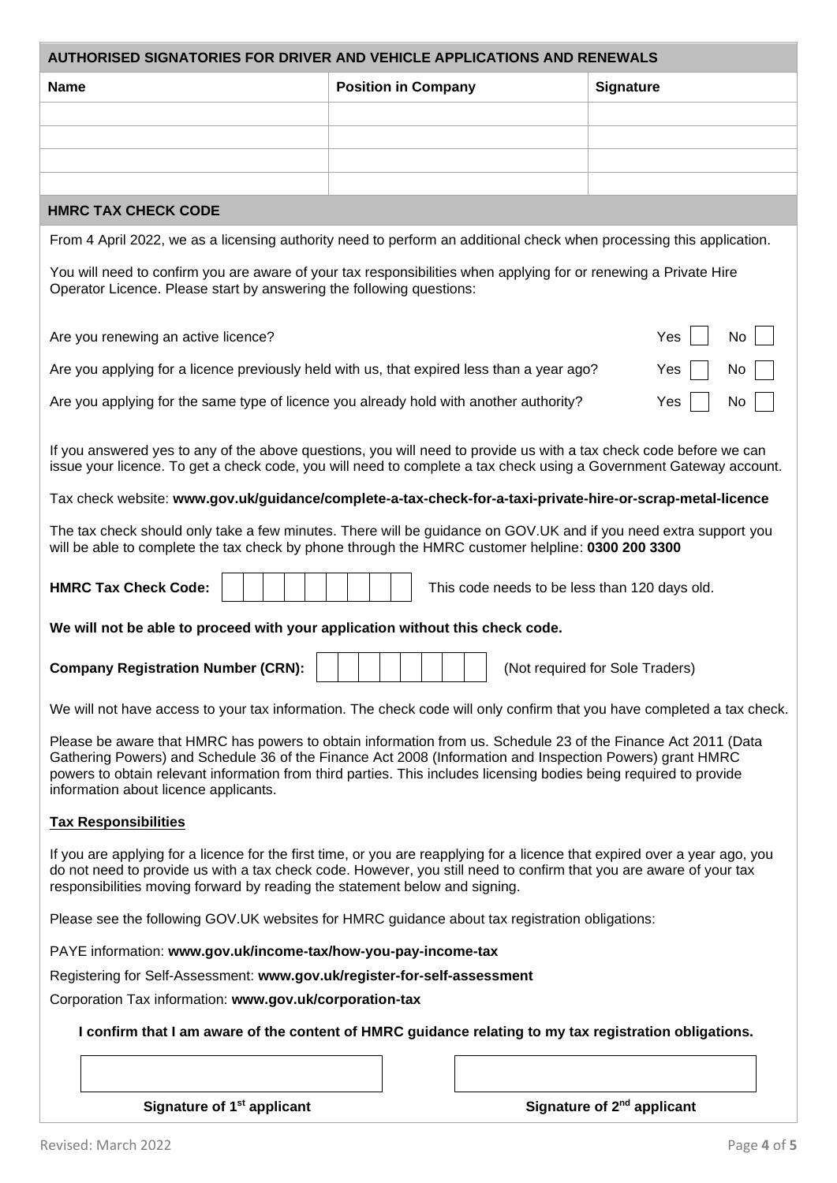## AUTHORISED SIGNATORIES FOR DRIVER AND VEHICLE APPLICATIONS AND RENEWALS

| Name | Position in Company | Signature |
|---|---|---|
| | | |
| | | |
| | | |
| | | |

## HMRC TAX CHECK CODE

From 4 April 2022, we as a licensing authority need to perform an additional check when processing this application.

You will need to confirm you are aware of your tax responsibilities when applying for or renewing a Private Hire Operator Licence. Please start by answering the following questions:

Are you renewing an active licence? Yes ☐ No ☐

Are you applying for a licence previously held with us, that expired less than a year ago? Yes ☐ No ☐

Are you applying for the same type of licence you already hold with another authority? Yes ☐ No ☐

If you answered yes to any of the above questions, you will need to provide us with a tax check code before we can issue your licence. To get a check code, you will need to complete a tax check using a Government Gateway account.

Tax check website: **www.gov.uk/guidance/complete-a-tax-check-for-a-taxi-private-hire-or-scrap-metal-licence**

The tax check should only take a few minutes. There will be guidance on GOV.UK and if you need extra support you will be able to complete the tax check by phone through the HMRC customer helpline: **0300 200 3300**

**HMRC Tax Check Code:** ☐☐☐☐☐☐☐☐☐☐ This code needs to be less than 120 days old.

**We will not be able to proceed with your application without this check code.**

**Company Registration Number (CRN):** ☐☐☐☐☐☐☐☐ (Not required for Sole Traders)

We will not have access to your tax information. The check code will only confirm that you have completed a tax check.

Please be aware that HMRC has powers to obtain information from us. Schedule 23 of the Finance Act 2011 (Data Gathering Powers) and Schedule 36 of the Finance Act 2008 (Information and Inspection Powers) grant HMRC powers to obtain relevant information from third parties. This includes licensing bodies being required to provide information about licence applicants.

### Tax Responsibilities

If you are applying for a licence for the first time, or you are reapplying for a licence that expired over a year ago, you do not need to provide us with a tax check code. However, you still need to confirm that you are aware of your tax responsibilities moving forward by reading the statement below and signing.

Please see the following GOV.UK websites for HMRC guidance about tax registration obligations:

PAYE information: **www.gov.uk/income-tax/how-you-pay-income-tax**

Registering for Self-Assessment: **www.gov.uk/register-for-self-assessment**

Corporation Tax information: **www.gov.uk/corporation-tax**

**I confirm that I am aware of the content of HMRC guidance relating to my tax registration obligations.**

| **Signature of 1st applicant** | **Signature of 2nd applicant** |
|---|---|
| | |

Revised: March 2022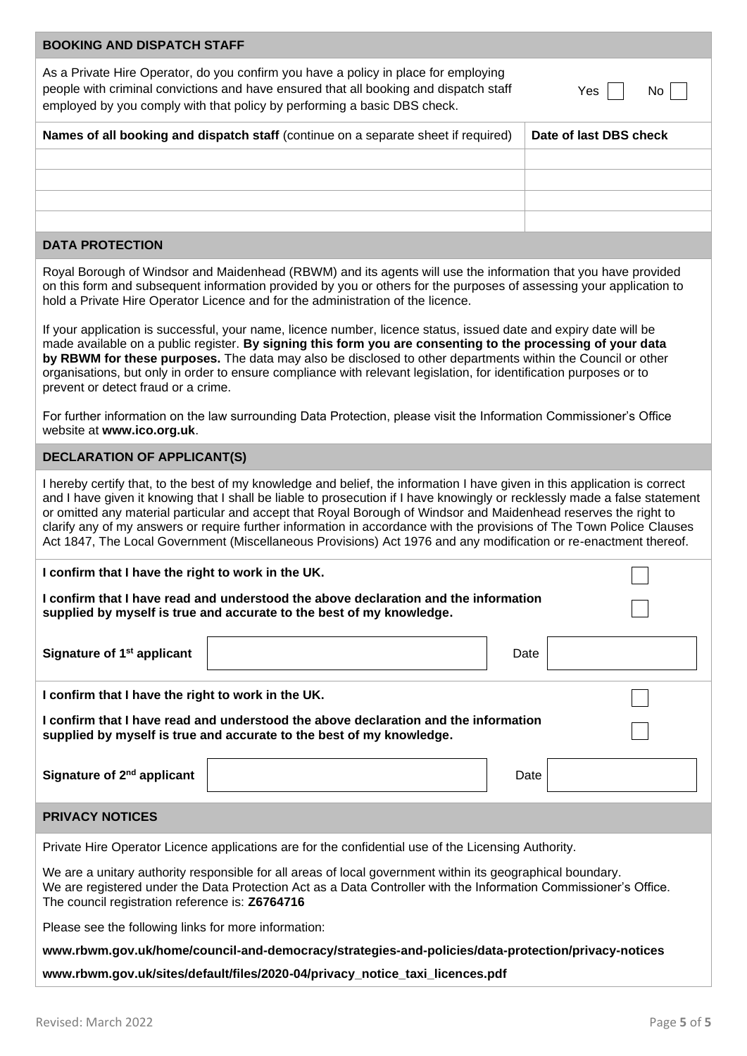## BOOKING AND DISPATCH STAFF

As a Private Hire Operator, do you confirm you have a policy in place for employing people with criminal convictions and have ensured that all booking and dispatch staff employed by you comply with that policy by performing a basic DBS check.

Yes ☐ No ☐

| **Names of all booking and dispatch staff** (continue on a separate sheet if required) | **Date of last DBS check** |
|---|---|
| | |
| | |
| | |
| | |

## DATA PROTECTION

Royal Borough of Windsor and Maidenhead (RBWM) and its agents will use the information that you have provided on this form and subsequent information provided by you or others for the purposes of assessing your application to hold a Private Hire Operator Licence and for the administration of the licence.

If your application is successful, your name, licence number, licence status, issued date and expiry date will be made available on a public register. **By signing this form you are consenting to the processing of your data by RBWM for these purposes.** The data may also be disclosed to other departments within the Council or other organisations, but only in order to ensure compliance with relevant legislation, for identification purposes or to prevent or detect fraud or a crime.

For further information on the law surrounding Data Protection, please visit the Information Commissioner's Office website at **www.ico.org.uk**.

## DECLARATION OF APPLICANT(S)

I hereby certify that, to the best of my knowledge and belief, the information I have given in this application is correct and I have given it knowing that I shall be liable to prosecution if I have knowingly or recklessly made a false statement or omitted any material particular and accept that Royal Borough of Windsor and Maidenhead reserves the right to clarify any of my answers or require further information in accordance with the provisions of The Town Police Clauses Act 1847, The Local Government (Miscellaneous Provisions) Act 1976 and any modification or re-enactment thereof.

**I confirm that I have the right to work in the UK.** ☐

**I confirm that I have read and understood the above declaration and the information supplied by myself is true and accurate to the best of my knowledge.** ☐

**Signature of 1st applicant** \_\_\_\_\_\_\_\_\_\_ Date \_\_\_\_\_\_\_\_\_\_

**I confirm that I have the right to work in the UK.** ☐

**I confirm that I have read and understood the above declaration and the information supplied by myself is true and accurate to the best of my knowledge.** ☐

**Signature of 2nd applicant** \_\_\_\_\_\_\_\_\_\_ Date \_\_\_\_\_\_\_\_\_\_

## PRIVACY NOTICES

Private Hire Operator Licence applications are for the confidential use of the Licensing Authority.

We are a unitary authority responsible for all areas of local government within its geographical boundary.
We are registered under the Data Protection Act as a Data Controller with the Information Commissioner's Office.
The council registration reference is: **Z6764716**

Please see the following links for more information:

**www.rbwm.gov.uk/home/council-and-democracy/strategies-and-policies/data-protection/privacy-notices**

**www.rbwm.gov.uk/sites/default/files/2020-04/privacy_notice_taxi_licences.pdf**

Revised: March 2022